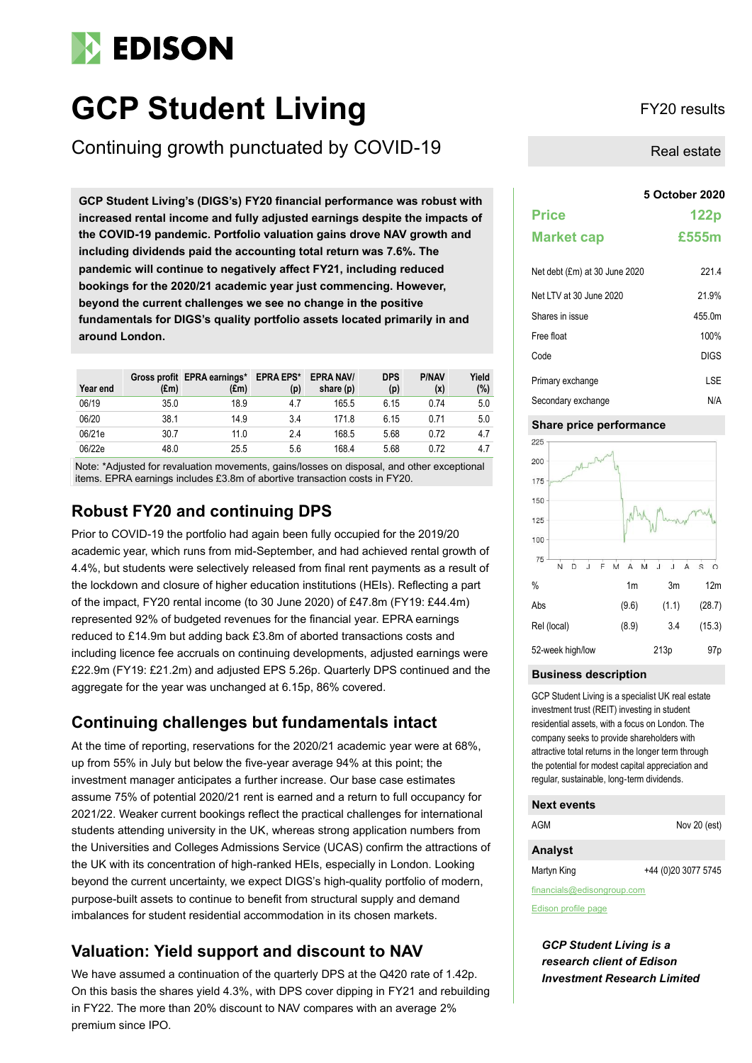# EDISON

# GCP Student Living

## Continuing growth punctuated by COVID-19

FY20 results

Real estate

5 October 2020

**GCP Student Living's (DIGS's) FY20 financial performance was robust with increased rental income and fully adjusted earnings despite the impacts of the COVID-19 pandemic. Portfolio valuation gains drove NAV growth and including dividends paid the accounting total return was 7.6%. The pandemic will continue to negatively affect FY21, including reduced bookings for the 2020/21 academic year just commencing. However, beyond the current challenges we see no change in the positive fundamentals for DIGS's quality portfolio assets located primarily in and around London.**

| Year end | Gross profit (£m) | EPRA earnings* (£m) | EPRA EPS* (p) | EPRA NAV/ share (p) | DPS (p) | P/NAV (x) | Yield (%) |
|---|---|---|---|---|---|---|---|
| 06/19 | 35.0 | 18.9 | 4.7 | 165.5 | 6.15 | 0.74 | 5.0 |
| 06/20 | 38.1 | 14.9 | 3.4 | 171.8 | 6.15 | 0.71 | 5.0 |
| 06/21e | 30.7 | 11.0 | 2.4 | 168.5 | 5.68 | 0.72 | 4.7 |
| 06/22e | 48.0 | 25.5 | 5.6 | 168.4 | 5.68 | 0.72 | 4.7 |

Note: *Adjusted for revaluation movements, gains/losses on disposal, and other exceptional items. EPRA earnings includes £3.8m of abortive transaction costs in FY20.

## Robust FY20 and continuing DPS

Prior to COVID-19 the portfolio had again been fully occupied for the 2019/20 academic year, which runs from mid-September, and had achieved rental growth of 4.4%, but students were selectively released from final rent payments as a result of the lockdown and closure of higher education institutions (HEIs). Reflecting a part of the impact, FY20 rental income (to 30 June 2020) of £47.8m (FY19: £44.4m) represented 92% of budgeted revenues for the financial year. EPRA earnings reduced to £14.9m but adding back £3.8m of aborted transactions costs and including licence fee accruals on continuing developments, adjusted earnings were £22.9m (FY19: £21.2m) and adjusted EPS 5.26p. Quarterly DPS continued and the aggregate for the year was unchanged at 6.15p, 86% covered.

## Continuing challenges but fundamentals intact

At the time of reporting, reservations for the 2020/21 academic year were at 68%, up from 55% in July but below the five-year average 94% at this point; the investment manager anticipates a further increase. Our base case estimates assume 75% of potential 2020/21 rent is earned and a return to full occupancy for 2021/22. Weaker current bookings reflect the practical challenges for international students attending university in the UK, whereas strong application numbers from the Universities and Colleges Admissions Service (UCAS) confirm the attractions of the UK with its concentration of high-ranked HEIs, especially in London. Looking beyond the current uncertainty, we expect DIGS's high-quality portfolio of modern, purpose-built assets to continue to benefit from structural supply and demand imbalances for student residential accommodation in its chosen markets.

## Valuation: Yield support and discount to NAV

We have assumed a continuation of the quarterly DPS at the Q420 rate of 1.42p. On this basis the shares yield 4.3%, with DPS cover dipping in FY21 and rebuilding in FY22. The more than 20% discount to NAV compares with an average 2% premium since IPO.

| | |
|---|---|
| **Price** | **122p** |
| **Market cap** | **£555m** |

| | |
|---|---|
| Net debt (£m) at 30 June 2020 | 221.4 |
| Net LTV at 30 June 2020 | 21.9% |
| Shares in issue | 455.0m |
| Free float | 100% |
| Code | DIGS |
| Primary exchange | LSE |
| Secondary exchange | N/A |

### Share price performance

| % | 1m | 3m | 12m |
|---|---|---|---|
| Abs | (9.6) | (1.1) | (28.7) |
| Rel (local) | (8.9) | 3.4 | (15.3) |
| 52-week high/low | | 213p | 97p |

### Business description

GCP Student Living is a specialist UK real estate investment trust (REIT) investing in student residential assets, with a focus on London. The company seeks to provide shareholders with attractive total returns in the longer term through the potential for modest capital appreciation and regular, sustainable, long-term dividends.

### Next events

| | |
|---|---|
| AGM | Nov 20 (est) |

### Analyst

Martyn King +44 (0)20 3077 5745

financials@edisongroup.com

Edison profile page

***GCP Student Living is a research client of Edison Investment Research Limited***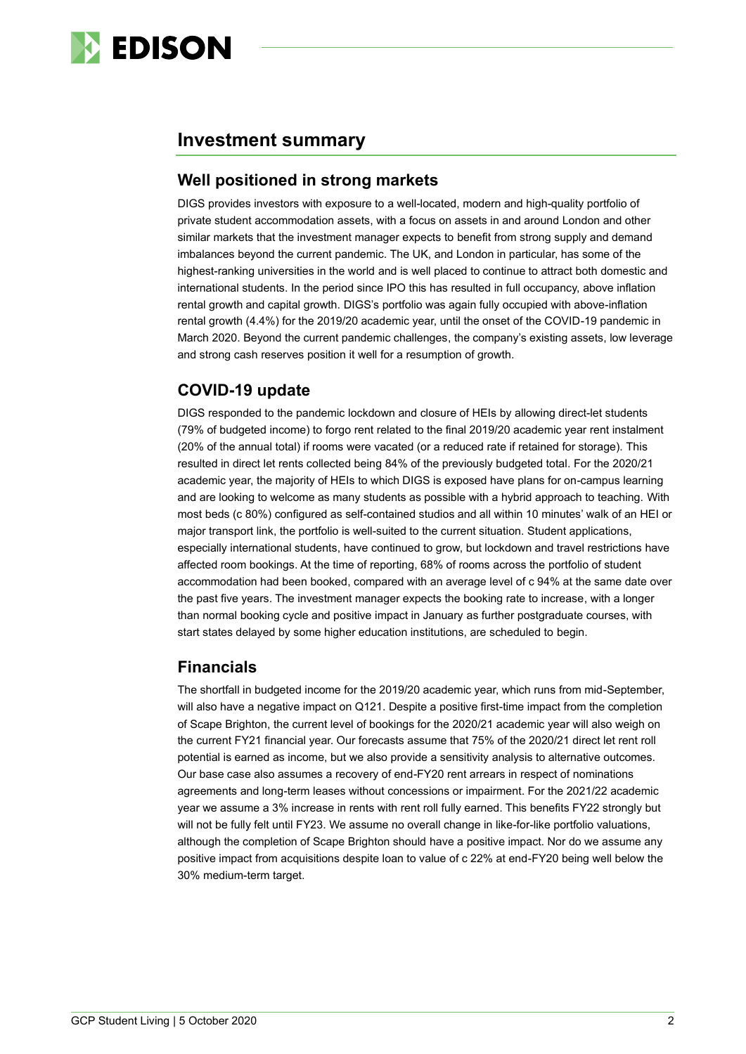## Investment summary

### Well positioned in strong markets

DIGS provides investors with exposure to a well-located, modern and high-quality portfolio of private student accommodation assets, with a focus on assets in and around London and other similar markets that the investment manager expects to benefit from strong supply and demand imbalances beyond the current pandemic. The UK, and London in particular, has some of the highest-ranking universities in the world and is well placed to continue to attract both domestic and international students. In the period since IPO this has resulted in full occupancy, above inflation rental growth and capital growth. DIGS's portfolio was again fully occupied with above-inflation rental growth (4.4%) for the 2019/20 academic year, until the onset of the COVID-19 pandemic in March 2020. Beyond the current pandemic challenges, the company's existing assets, low leverage and strong cash reserves position it well for a resumption of growth.

### COVID-19 update

DIGS responded to the pandemic lockdown and closure of HEIs by allowing direct-let students (79% of budgeted income) to forgo rent related to the final 2019/20 academic year rent instalment (20% of the annual total) if rooms were vacated (or a reduced rate if retained for storage). This resulted in direct let rents collected being 84% of the previously budgeted total. For the 2020/21 academic year, the majority of HEIs to which DIGS is exposed have plans for on-campus learning and are looking to welcome as many students as possible with a hybrid approach to teaching. With most beds (c 80%) configured as self-contained studios and all within 10 minutes' walk of an HEI or major transport link, the portfolio is well-suited to the current situation. Student applications, especially international students, have continued to grow, but lockdown and travel restrictions have affected room bookings. At the time of reporting, 68% of rooms across the portfolio of student accommodation had been booked, compared with an average level of c 94% at the same date over the past five years. The investment manager expects the booking rate to increase, with a longer than normal booking cycle and positive impact in January as further postgraduate courses, with start states delayed by some higher education institutions, are scheduled to begin.

### Financials

The shortfall in budgeted income for the 2019/20 academic year, which runs from mid-September, will also have a negative impact on Q121. Despite a positive first-time impact from the completion of Scape Brighton, the current level of bookings for the 2020/21 academic year will also weigh on the current FY21 financial year. Our forecasts assume that 75% of the 2020/21 direct let rent roll potential is earned as income, but we also provide a sensitivity analysis to alternative outcomes. Our base case also assumes a recovery of end-FY20 rent arrears in respect of nominations agreements and long-term leases without concessions or impairment. For the 2021/22 academic year we assume a 3% increase in rents with rent roll fully earned. This benefits FY22 strongly but will not be fully felt until FY23. We assume no overall change in like-for-like portfolio valuations, although the completion of Scape Brighton should have a positive impact. Nor do we assume any positive impact from acquisitions despite loan to value of c 22% at end-FY20 being well below the 30% medium-term target.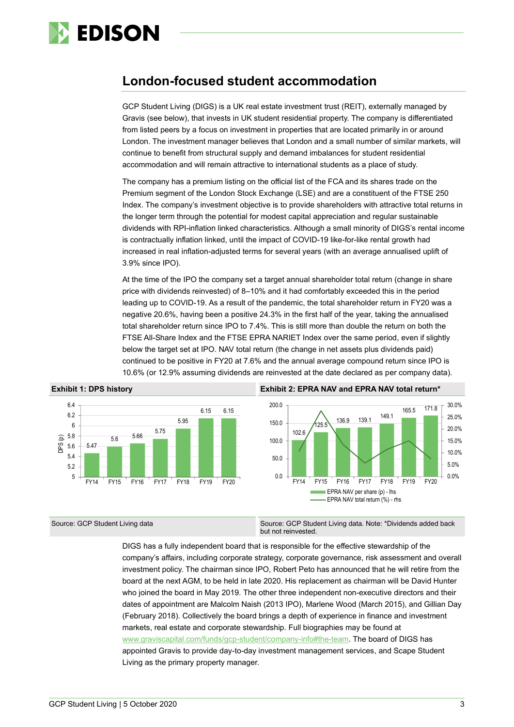## London-focused student accommodation

GCP Student Living (DIGS) is a UK real estate investment trust (REIT), externally managed by Gravis (see below), that invests in UK student residential property. The company is differentiated from listed peers by a focus on investment in properties that are located primarily in or around London. The investment manager believes that London and a small number of similar markets, will continue to benefit from structural supply and demand imbalances for student residential accommodation and will remain attractive to international students as a place of study.

The company has a premium listing on the official list of the FCA and its shares trade on the Premium segment of the London Stock Exchange (LSE) and are a constituent of the FTSE 250 Index. The company's investment objective is to provide shareholders with attractive total returns in the longer term through the potential for modest capital appreciation and regular sustainable dividends with RPI-inflation linked characteristics. Although a small minority of DIGS's rental income is contractually inflation linked, until the impact of COVID-19 like-for-like rental growth had increased in real inflation-adjusted terms for several years (with an average annualised uplift of 3.9% since IPO).

At the time of the IPO the company set a target annual shareholder total return (change in share price with dividends reinvested) of 8–10% and it had comfortably exceeded this in the period leading up to COVID-19. As a result of the pandemic, the total shareholder return in FY20 was a negative 20.6%, having been a positive 24.3% in the first half of the year, taking the annualised total shareholder return since IPO to 7.4%. This is still more than double the return on both the FTSE All-Share Index and the FTSE EPRA NARIET Index over the same period, even if slightly below the target set at IPO. NAV total return (the change in net assets plus dividends paid) continued to be positive in FY20 at 7.6% and the annual average compound return since IPO is 10.6% (or 12.9% assuming dividends are reinvested at the date declared as per company data).

**Exhibit 1: DPS history**

| | FY14 | FY15 | FY16 | FY17 | FY18 | FY19 | FY20 |
|---|---|---|---|---|---|---|---|
| DPS (p) | 5.47 | 5.6 | 5.66 | 5.75 | 5.95 | 6.15 | 6.15 |

Source: GCP Student Living data

**Exhibit 2: EPRA NAV and EPRA NAV total return***

| | FY14 | FY15 | FY16 | FY17 | FY18 | FY19 | FY20 |
|---|---|---|---|---|---|---|---|
| EPRA NAV per share (p) - lhs | 102.6 | 125.5 | 136.9 | 139.1 | 149.1 | 165.5 | 171.8 |

EPRA NAV total return (%) - rhs

Source: GCP Student Living data. Note: *Dividends added back but not reinvested.

DIGS has a fully independent board that is responsible for the effective stewardship of the company's affairs, including corporate strategy, corporate governance, risk assessment and overall investment policy. The chairman since IPO, Robert Peto has announced that he will retire from the board at the next AGM, to be held in late 2020. His replacement as chairman will be David Hunter who joined the board in May 2019. The other three independent non-executive directors and their dates of appointment are Malcolm Naish (2013 IPO), Marlene Wood (March 2015), and Gillian Day (February 2018). Collectively the board brings a depth of experience in finance and investment markets, real estate and corporate stewardship. Full biographies may be found at www.graviscapital.com/funds/gcp-student/company-info#the-team. The board of DIGS has appointed Gravis to provide day-to-day investment management services, and Scape Student Living as the primary property manager.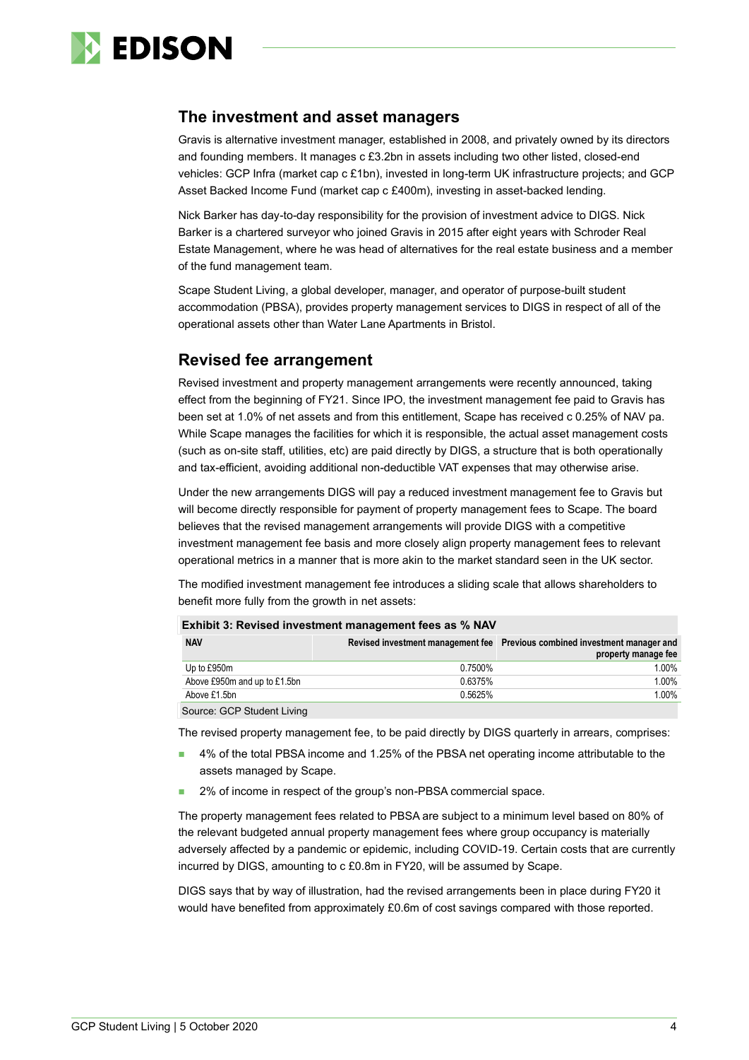## The investment and asset managers

Gravis is alternative investment manager, established in 2008, and privately owned by its directors and founding members. It manages c £3.2bn in assets including two other listed, closed-end vehicles: GCP Infra (market cap c £1bn), invested in long-term UK infrastructure projects; and GCP Asset Backed Income Fund (market cap c £400m), investing in asset-backed lending.

Nick Barker has day-to-day responsibility for the provision of investment advice to DIGS. Nick Barker is a chartered surveyor who joined Gravis in 2015 after eight years with Schroder Real Estate Management, where he was head of alternatives for the real estate business and a member of the fund management team.

Scape Student Living, a global developer, manager, and operator of purpose-built student accommodation (PBSA), provides property management services to DIGS in respect of all of the operational assets other than Water Lane Apartments in Bristol.

## Revised fee arrangement

Revised investment and property management arrangements were recently announced, taking effect from the beginning of FY21. Since IPO, the investment management fee paid to Gravis has been set at 1.0% of net assets and from this entitlement, Scape has received c 0.25% of NAV pa. While Scape manages the facilities for which it is responsible, the actual asset management costs (such as on-site staff, utilities, etc) are paid directly by DIGS, a structure that is both operationally and tax-efficient, avoiding additional non-deductible VAT expenses that may otherwise arise.

Under the new arrangements DIGS will pay a reduced investment management fee to Gravis but will become directly responsible for payment of property management fees to Scape. The board believes that the revised management arrangements will provide DIGS with a competitive investment management fee basis and more closely align property management fees to relevant operational metrics in a manner that is more akin to the market standard seen in the UK sector.

The modified investment management fee introduces a sliding scale that allows shareholders to benefit more fully from the growth in net assets:

**Exhibit 3: Revised investment management fees as % NAV**

| NAV | Revised investment management fee | Previous combined investment manager and property manage fee |
|---|---|---|
| Up to £950m | 0.7500% | 1.00% |
| Above £950m and up to £1.5bn | 0.6375% | 1.00% |
| Above £1.5bn | 0.5625% | 1.00% |

Source: GCP Student Living

The revised property management fee, to be paid directly by DIGS quarterly in arrears, comprises:

- 4% of the total PBSA income and 1.25% of the PBSA net operating income attributable to the assets managed by Scape.
- 2% of income in respect of the group's non-PBSA commercial space.

The property management fees related to PBSA are subject to a minimum level based on 80% of the relevant budgeted annual property management fees where group occupancy is materially adversely affected by a pandemic or epidemic, including COVID-19. Certain costs that are currently incurred by DIGS, amounting to c £0.8m in FY20, will be assumed by Scape.

DIGS says that by way of illustration, had the revised arrangements been in place during FY20 it would have benefited from approximately £0.6m of cost savings compared with those reported.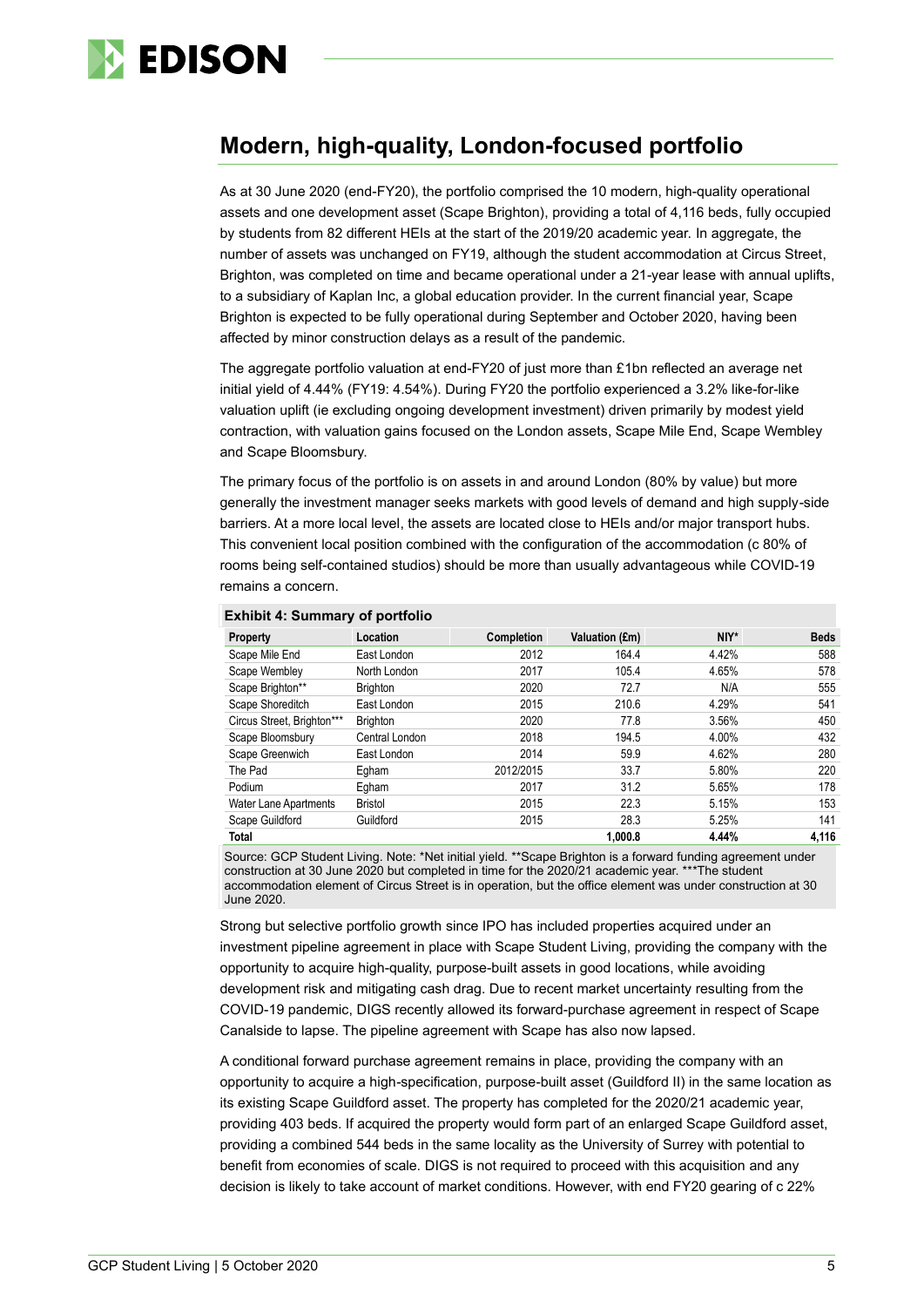## Modern, high-quality, London-focused portfolio

As at 30 June 2020 (end-FY20), the portfolio comprised the 10 modern, high-quality operational assets and one development asset (Scape Brighton), providing a total of 4,116 beds, fully occupied by students from 82 different HEIs at the start of the 2019/20 academic year. In aggregate, the number of assets was unchanged on FY19, although the student accommodation at Circus Street, Brighton, was completed on time and became operational under a 21-year lease with annual uplifts, to a subsidiary of Kaplan Inc, a global education provider. In the current financial year, Scape Brighton is expected to be fully operational during September and October 2020, having been affected by minor construction delays as a result of the pandemic.

The aggregate portfolio valuation at end-FY20 of just more than £1bn reflected an average net initial yield of 4.44% (FY19: 4.54%). During FY20 the portfolio experienced a 3.2% like-for-like valuation uplift (ie excluding ongoing development investment) driven primarily by modest yield contraction, with valuation gains focused on the London assets, Scape Mile End, Scape Wembley and Scape Bloomsbury.

The primary focus of the portfolio is on assets in and around London (80% by value) but more generally the investment manager seeks markets with good levels of demand and high supply-side barriers. At a more local level, the assets are located close to HEIs and/or major transport hubs. This convenient local position combined with the configuration of the accommodation (c 80% of rooms being self-contained studios) should be more than usually advantageous while COVID-19 remains a concern.

**Exhibit 4: Summary of portfolio**

| Property | Location | Completion | Valuation (£m) | NIY* | Beds |
|---|---|---|---|---|---|
| Scape Mile End | East London | 2012 | 164.4 | 4.42% | 588 |
| Scape Wembley | North London | 2017 | 105.4 | 4.65% | 578 |
| Scape Brighton** | Brighton | 2020 | 72.7 | N/A | 555 |
| Scape Shoreditch | East London | 2015 | 210.6 | 4.29% | 541 |
| Circus Street, Brighton*** | Brighton | 2020 | 77.8 | 3.56% | 450 |
| Scape Bloomsbury | Central London | 2018 | 194.5 | 4.00% | 432 |
| Scape Greenwich | East London | 2014 | 59.9 | 4.62% | 280 |
| The Pad | Egham | 2012/2015 | 33.7 | 5.80% | 220 |
| Podium | Egham | 2017 | 31.2 | 5.65% | 178 |
| Water Lane Apartments | Bristol | 2015 | 22.3 | 5.15% | 153 |
| Scape Guildford | Guildford | 2015 | 28.3 | 5.25% | 141 |
| **Total** | | | **1,000.8** | **4.44%** | **4,116** |

Source: GCP Student Living. Note: *Net initial yield. **Scape Brighton is a forward funding agreement under construction at 30 June 2020 but completed in time for the 2020/21 academic year. ***The student accommodation element of Circus Street is in operation, but the office element was under construction at 30 June 2020.

Strong but selective portfolio growth since IPO has included properties acquired under an investment pipeline agreement in place with Scape Student Living, providing the company with the opportunity to acquire high-quality, purpose-built assets in good locations, while avoiding development risk and mitigating cash drag. Due to recent market uncertainty resulting from the COVID-19 pandemic, DIGS recently allowed its forward-purchase agreement in respect of Scape Canalside to lapse. The pipeline agreement with Scape has also now lapsed.

A conditional forward purchase agreement remains in place, providing the company with an opportunity to acquire a high-specification, purpose-built asset (Guildford II) in the same location as its existing Scape Guildford asset. The property has completed for the 2020/21 academic year, providing 403 beds. If acquired the property would form part of an enlarged Scape Guildford asset, providing a combined 544 beds in the same locality as the University of Surrey with potential to benefit from economies of scale. DIGS is not required to proceed with this acquisition and any decision is likely to take account of market conditions. However, with end FY20 gearing of c 22%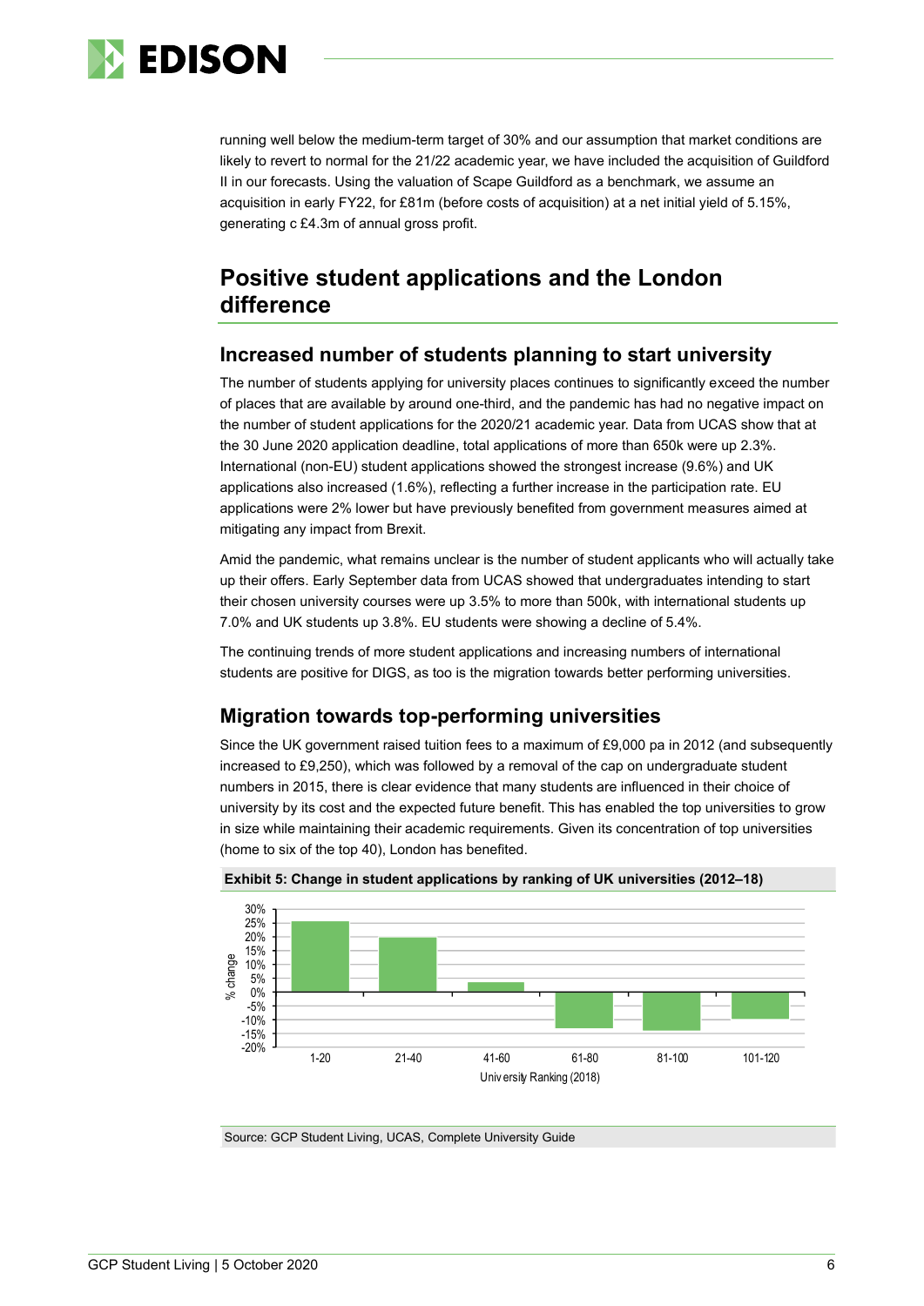running well below the medium-term target of 30% and our assumption that market conditions are likely to revert to normal for the 21/22 academic year, we have included the acquisition of Guildford II in our forecasts. Using the valuation of Scape Guildford as a benchmark, we assume an acquisition in early FY22, for £81m (before costs of acquisition) at a net initial yield of 5.15%, generating c £4.3m of annual gross profit.

## Positive student applications and the London difference

### Increased number of students planning to start university

The number of students applying for university places continues to significantly exceed the number of places that are available by around one-third, and the pandemic has had no negative impact on the number of student applications for the 2020/21 academic year. Data from UCAS show that at the 30 June 2020 application deadline, total applications of more than 650k were up 2.3%. International (non-EU) student applications showed the strongest increase (9.6%) and UK applications also increased (1.6%), reflecting a further increase in the participation rate. EU applications were 2% lower but have previously benefited from government measures aimed at mitigating any impact from Brexit.

Amid the pandemic, what remains unclear is the number of student applicants who will actually take up their offers. Early September data from UCAS showed that undergraduates intending to start their chosen university courses were up 3.5% to more than 500k, with international students up 7.0% and UK students up 3.8%. EU students were showing a decline of 5.4%.

The continuing trends of more student applications and increasing numbers of international students are positive for DIGS, as too is the migration towards better performing universities.

### Migration towards top-performing universities

Since the UK government raised tuition fees to a maximum of £9,000 pa in 2012 (and subsequently increased to £9,250), which was followed by a removal of the cap on undergraduate student numbers in 2015, there is clear evidence that many students are influenced in their choice of university by its cost and the expected future benefit. This has enabled the top universities to grow in size while maintaining their academic requirements. Given its concentration of top universities (home to six of the top 40), London has benefited.

**Exhibit 5: Change in student applications by ranking of UK universities (2012–18)**

Source: GCP Student Living, UCAS, Complete University Guide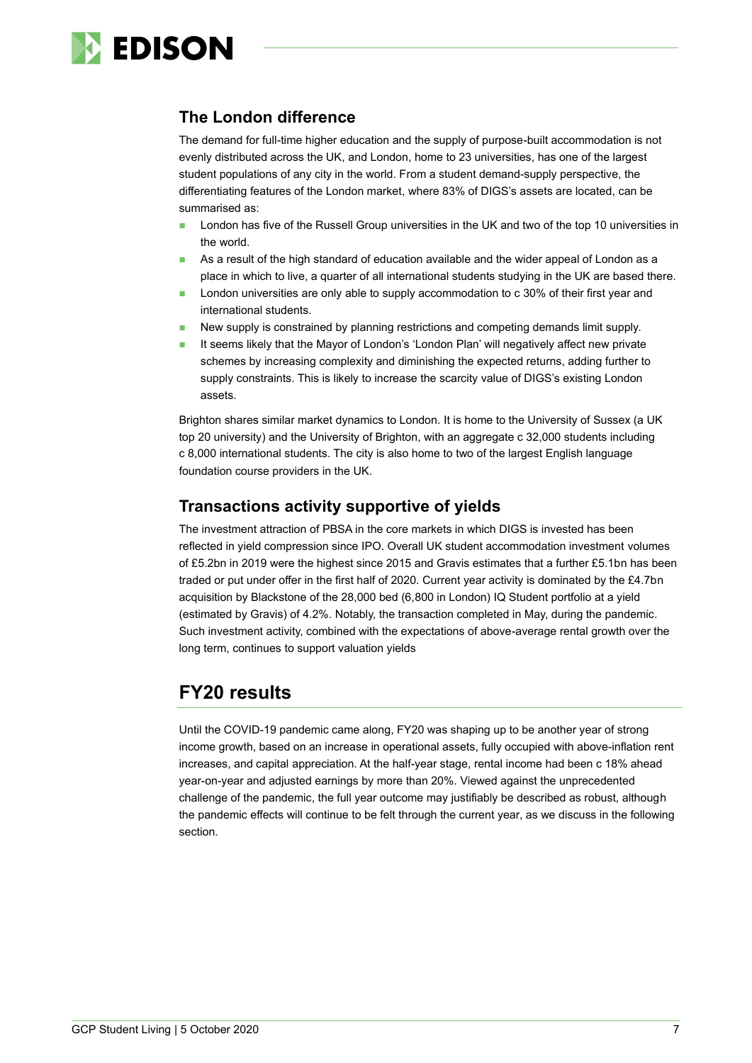## The London difference

The demand for full-time higher education and the supply of purpose-built accommodation is not evenly distributed across the UK, and London, home to 23 universities, has one of the largest student populations of any city in the world. From a student demand-supply perspective, the differentiating features of the London market, where 83% of DIGS's assets are located, can be summarised as:

- London has five of the Russell Group universities in the UK and two of the top 10 universities in the world.
- As a result of the high standard of education available and the wider appeal of London as a place in which to live, a quarter of all international students studying in the UK are based there.
- London universities are only able to supply accommodation to c 30% of their first year and international students.
- New supply is constrained by planning restrictions and competing demands limit supply.
- It seems likely that the Mayor of London's 'London Plan' will negatively affect new private schemes by increasing complexity and diminishing the expected returns, adding further to supply constraints. This is likely to increase the scarcity value of DIGS's existing London assets.

Brighton shares similar market dynamics to London. It is home to the University of Sussex (a UK top 20 university) and the University of Brighton, with an aggregate c 32,000 students including c 8,000 international students. The city is also home to two of the largest English language foundation course providers in the UK.

## Transactions activity supportive of yields

The investment attraction of PBSA in the core markets in which DIGS is invested has been reflected in yield compression since IPO. Overall UK student accommodation investment volumes of £5.2bn in 2019 were the highest since 2015 and Gravis estimates that a further £5.1bn has been traded or put under offer in the first half of 2020. Current year activity is dominated by the £4.7bn acquisition by Blackstone of the 28,000 bed (6,800 in London) IQ Student portfolio at a yield (estimated by Gravis) of 4.2%. Notably, the transaction completed in May, during the pandemic. Such investment activity, combined with the expectations of above-average rental growth over the long term, continues to support valuation yields

# FY20 results

Until the COVID-19 pandemic came along, FY20 was shaping up to be another year of strong income growth, based on an increase in operational assets, fully occupied with above-inflation rent increases, and capital appreciation. At the half-year stage, rental income had been c 18% ahead year-on-year and adjusted earnings by more than 20%. Viewed against the unprecedented challenge of the pandemic, the full year outcome may justifiably be described as robust, although the pandemic effects will continue to be felt through the current year, as we discuss in the following section.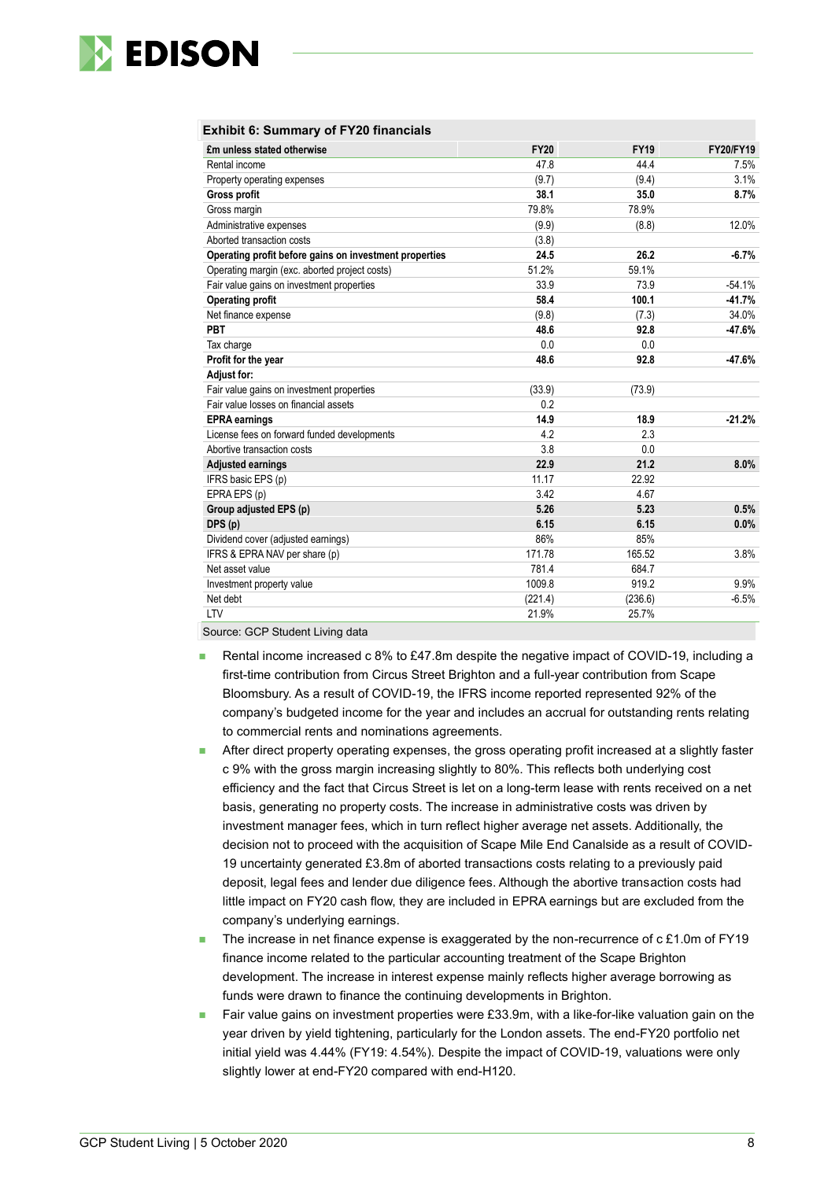**Exhibit 6: Summary of FY20 financials**

| £m unless stated otherwise | FY20 | FY19 | FY20/FY19 |
|---|---|---|---|
| Rental income | 47.8 | 44.4 | 7.5% |
| Property operating expenses | (9.7) | (9.4) | 3.1% |
| **Gross profit** | **38.1** | **35.0** | **8.7%** |
| Gross margin | 79.8% | 78.9% | |
| Administrative expenses | (9.9) | (8.8) | 12.0% |
| Aborted transaction costs | (3.8) | | |
| **Operating profit before gains on investment properties** | **24.5** | **26.2** | **-6.7%** |
| Operating margin (exc. aborted project costs) | 51.2% | 59.1% | |
| Fair value gains on investment properties | 33.9 | 73.9 | -54.1% |
| **Operating profit** | **58.4** | **100.1** | **-41.7%** |
| Net finance expense | (9.8) | (7.3) | 34.0% |
| **PBT** | **48.6** | **92.8** | **-47.6%** |
| Tax charge | 0.0 | 0.0 | |
| **Profit for the year** | **48.6** | **92.8** | **-47.6%** |
| **Adjust for:** | | | |
| Fair value gains on investment properties | (33.9) | (73.9) | |
| Fair value losses on financial assets | 0.2 | | |
| **EPRA earnings** | **14.9** | **18.9** | **-21.2%** |
| License fees on forward funded developments | 4.2 | 2.3 | |
| Abortive transaction costs | 3.8 | 0.0 | |
| **Adjusted earnings** | **22.9** | **21.2** | **8.0%** |
| IFRS basic EPS (p) | 11.17 | 22.92 | |
| EPRA EPS (p) | 3.42 | 4.67 | |
| **Group adjusted EPS (p)** | **5.26** | **5.23** | **0.5%** |
| **DPS (p)** | **6.15** | **6.15** | **0.0%** |
| Dividend cover (adjusted earnings) | 86% | 85% | |
| IFRS & EPRA NAV per share (p) | 171.78 | 165.52 | 3.8% |
| Net asset value | 781.4 | 684.7 | |
| Investment property value | 1009.8 | 919.2 | 9.9% |
| Net debt | (221.4) | (236.6) | -6.5% |
| LTV | 21.9% | 25.7% | |

Source: GCP Student Living data

- Rental income increased c 8% to £47.8m despite the negative impact of COVID-19, including a first-time contribution from Circus Street Brighton and a full-year contribution from Scape Bloomsbury. As a result of COVID-19, the IFRS income reported represented 92% of the company's budgeted income for the year and includes an accrual for outstanding rents relating to commercial rents and nominations agreements.
- After direct property operating expenses, the gross operating profit increased at a slightly faster c 9% with the gross margin increasing slightly to 80%. This reflects both underlying cost efficiency and the fact that Circus Street is let on a long-term lease with rents received on a net basis, generating no property costs. The increase in administrative costs was driven by investment manager fees, which in turn reflect higher average net assets. Additionally, the decision not to proceed with the acquisition of Scape Mile End Canalside as a result of COVID-19 uncertainty generated £3.8m of aborted transactions costs relating to a previously paid deposit, legal fees and lender due diligence fees. Although the abortive transaction costs had little impact on FY20 cash flow, they are included in EPRA earnings but are excluded from the company's underlying earnings.
- The increase in net finance expense is exaggerated by the non-recurrence of c £1.0m of FY19 finance income related to the particular accounting treatment of the Scape Brighton development. The increase in interest expense mainly reflects higher average borrowing as funds were drawn to finance the continuing developments in Brighton.
- Fair value gains on investment properties were £33.9m, with a like-for-like valuation gain on the year driven by yield tightening, particularly for the London assets. The end-FY20 portfolio net initial yield was 4.44% (FY19: 4.54%). Despite the impact of COVID-19, valuations were only slightly lower at end-FY20 compared with end-H120.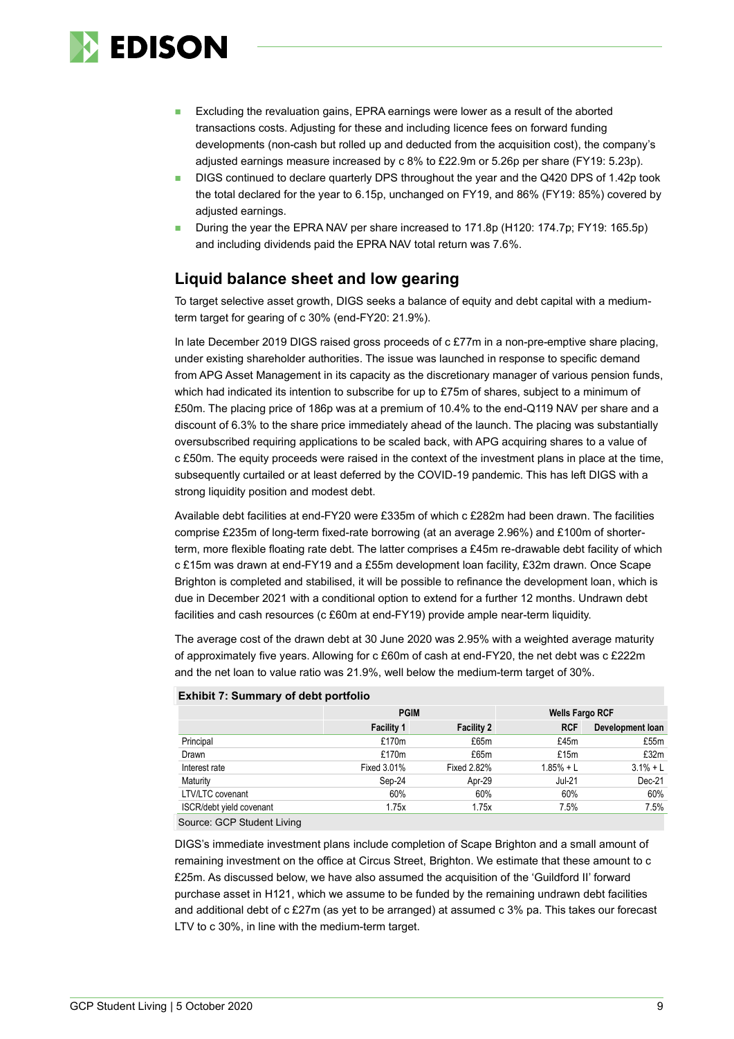- Excluding the revaluation gains, EPRA earnings were lower as a result of the aborted transactions costs. Adjusting for these and including licence fees on forward funding developments (non-cash but rolled up and deducted from the acquisition cost), the company's adjusted earnings measure increased by c 8% to £22.9m or 5.26p per share (FY19: 5.23p).
- DIGS continued to declare quarterly DPS throughout the year and the Q420 DPS of 1.42p took the total declared for the year to 6.15p, unchanged on FY19, and 86% (FY19: 85%) covered by adjusted earnings.
- During the year the EPRA NAV per share increased to 171.8p (H120: 174.7p; FY19: 165.5p) and including dividends paid the EPRA NAV total return was 7.6%.

## Liquid balance sheet and low gearing

To target selective asset growth, DIGS seeks a balance of equity and debt capital with a medium-term target for gearing of c 30% (end-FY20: 21.9%).

In late December 2019 DIGS raised gross proceeds of c £77m in a non-pre-emptive share placing, under existing shareholder authorities. The issue was launched in response to specific demand from APG Asset Management in its capacity as the discretionary manager of various pension funds, which had indicated its intention to subscribe for up to £75m of shares, subject to a minimum of £50m. The placing price of 186p was at a premium of 10.4% to the end-Q119 NAV per share and a discount of 6.3% to the share price immediately ahead of the launch. The placing was substantially oversubscribed requiring applications to be scaled back, with APG acquiring shares to a value of c £50m. The equity proceeds were raised in the context of the investment plans in place at the time, subsequently curtailed or at least deferred by the COVID-19 pandemic. This has left DIGS with a strong liquidity position and modest debt.

Available debt facilities at end-FY20 were £335m of which c £282m had been drawn. The facilities comprise £235m of long-term fixed-rate borrowing (at an average 2.96%) and £100m of shorter-term, more flexible floating rate debt. The latter comprises a £45m re-drawable debt facility of which c £15m was drawn at end-FY19 and a £55m development loan facility, £32m drawn. Once Scape Brighton is completed and stabilised, it will be possible to refinance the development loan, which is due in December 2021 with a conditional option to extend for a further 12 months. Undrawn debt facilities and cash resources (c £60m at end-FY19) provide ample near-term liquidity.

The average cost of the drawn debt at 30 June 2020 was 2.95% with a weighted average maturity of approximately five years. Allowing for c £60m of cash at end-FY20, the net debt was c £222m and the net loan to value ratio was 21.9%, well below the medium-term target of 30%.

**Exhibit 7: Summary of debt portfolio**

| | PGIM | | Wells Fargo RCF | |
|---|---|---|---|---|
| | **Facility 1** | **Facility 2** | **RCF** | **Development loan** |
| Principal | £170m | £65m | £45m | £55m |
| Drawn | £170m | £65m | £15m | £32m |
| Interest rate | Fixed 3.01% | Fixed 2.82% | 1.85% + L | 3.1% + L |
| Maturity | Sep-24 | Apr-29 | Jul-21 | Dec-21 |
| LTV/LTC covenant | 60% | 60% | 60% | 60% |
| ISCR/debt yield covenant | 1.75x | 1.75x | 7.5% | 7.5% |

Source: GCP Student Living

DIGS's immediate investment plans include completion of Scape Brighton and a small amount of remaining investment on the office at Circus Street, Brighton. We estimate that these amount to c £25m. As discussed below, we have also assumed the acquisition of the 'Guildford II' forward purchase asset in H121, which we assume to be funded by the remaining undrawn debt facilities and additional debt of c £27m (as yet to be arranged) at assumed c 3% pa. This takes our forecast LTV to c 30%, in line with the medium-term target.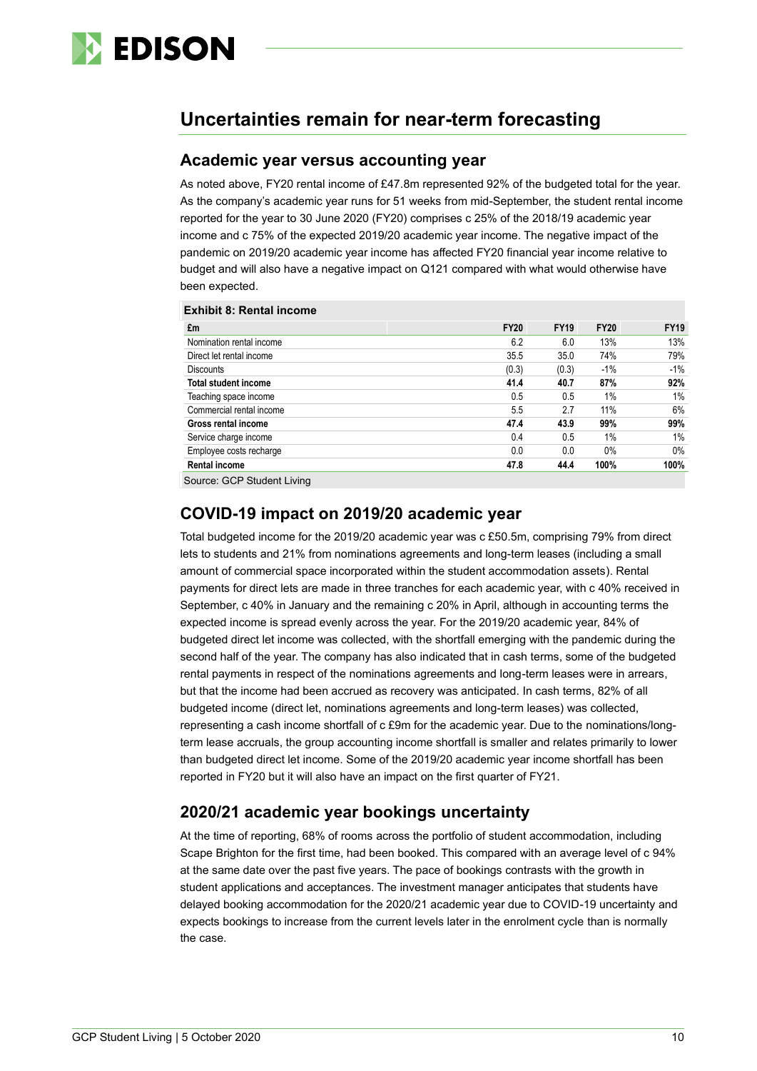## Uncertainties remain for near-term forecasting

### Academic year versus accounting year

As noted above, FY20 rental income of £47.8m represented 92% of the budgeted total for the year. As the company's academic year runs for 51 weeks from mid-September, the student rental income reported for the year to 30 June 2020 (FY20) comprises c 25% of the 2018/19 academic year income and c 75% of the expected 2019/20 academic year income. The negative impact of the pandemic on 2019/20 academic year income has affected FY20 financial year income relative to budget and will also have a negative impact on Q121 compared with what would otherwise have been expected.

**Exhibit 8: Rental income**

| £m | FY20 | FY19 | FY20 | FY19 |
|---|---|---|---|---|
| Nomination rental income | 6.2 | 6.0 | 13% | 13% |
| Direct let rental income | 35.5 | 35.0 | 74% | 79% |
| Discounts | (0.3) | (0.3) | -1% | -1% |
| **Total student income** | **41.4** | **40.7** | **87%** | **92%** |
| Teaching space income | 0.5 | 0.5 | 1% | 1% |
| Commercial rental income | 5.5 | 2.7 | 11% | 6% |
| **Gross rental income** | **47.4** | **43.9** | **99%** | **99%** |
| Service charge income | 0.4 | 0.5 | 1% | 1% |
| Employee costs recharge | 0.0 | 0.0 | 0% | 0% |
| **Rental income** | **47.8** | **44.4** | **100%** | **100%** |

Source: GCP Student Living

### COVID-19 impact on 2019/20 academic year

Total budgeted income for the 2019/20 academic year was c £50.5m, comprising 79% from direct lets to students and 21% from nominations agreements and long-term leases (including a small amount of commercial space incorporated within the student accommodation assets). Rental payments for direct lets are made in three tranches for each academic year, with c 40% received in September, c 40% in January and the remaining c 20% in April, although in accounting terms the expected income is spread evenly across the year. For the 2019/20 academic year, 84% of budgeted direct let income was collected, with the shortfall emerging with the pandemic during the second half of the year. The company has also indicated that in cash terms, some of the budgeted rental payments in respect of the nominations agreements and long-term leases were in arrears, but that the income had been accrued as recovery was anticipated. In cash terms, 82% of all budgeted income (direct let, nominations agreements and long-term leases) was collected, representing a cash income shortfall of c £9m for the academic year. Due to the nominations/long-term lease accruals, the group accounting income shortfall is smaller and relates primarily to lower than budgeted direct let income. Some of the 2019/20 academic year income shortfall has been reported in FY20 but it will also have an impact on the first quarter of FY21.

### 2020/21 academic year bookings uncertainty

At the time of reporting, 68% of rooms across the portfolio of student accommodation, including Scape Brighton for the first time, had been booked. This compared with an average level of c 94% at the same date over the past five years. The pace of bookings contrasts with the growth in student applications and acceptances. The investment manager anticipates that students have delayed booking accommodation for the 2020/21 academic year due to COVID-19 uncertainty and expects bookings to increase from the current levels later in the enrolment cycle than is normally the case.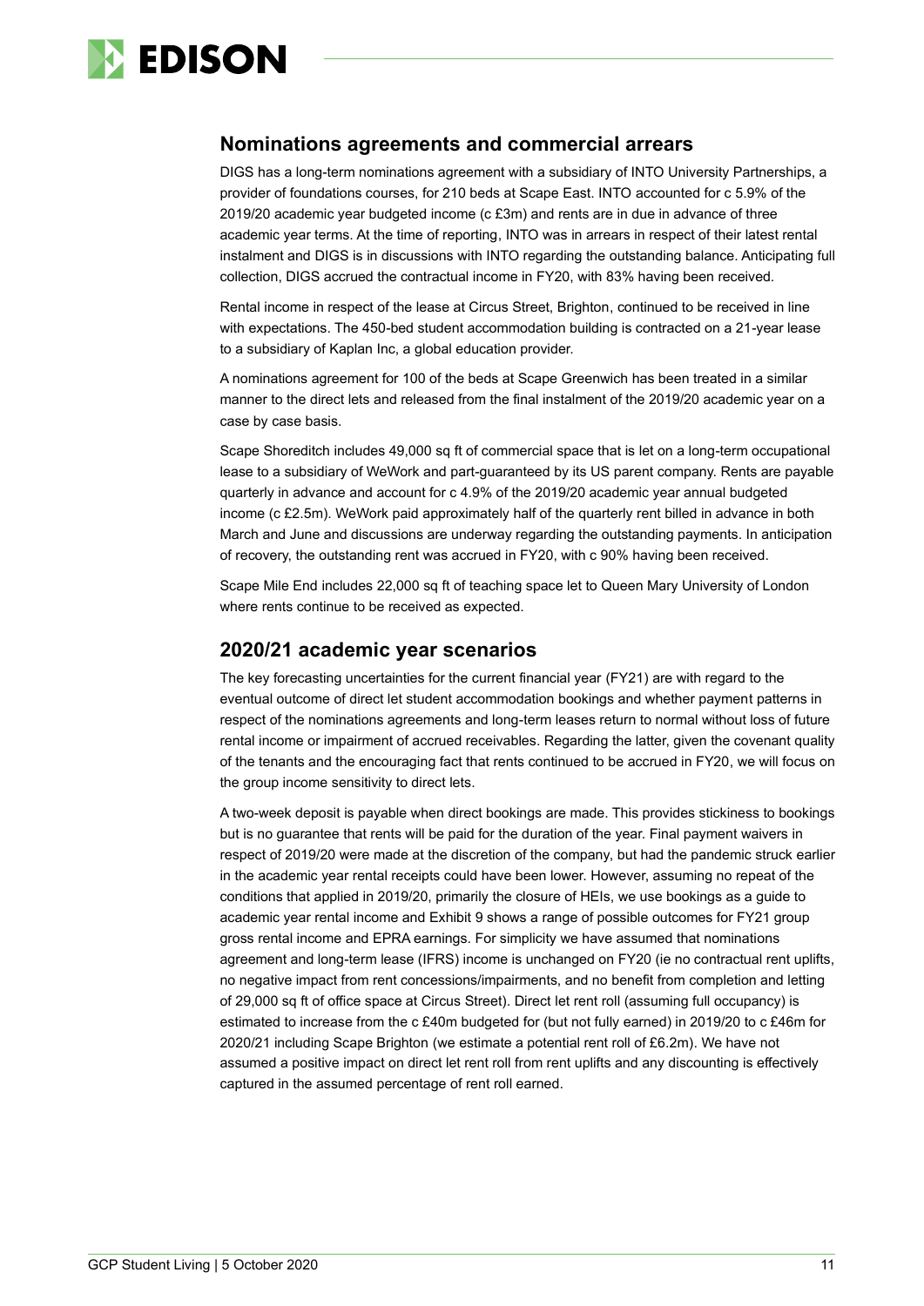## Nominations agreements and commercial arrears

DIGS has a long-term nominations agreement with a subsidiary of INTO University Partnerships, a provider of foundations courses, for 210 beds at Scape East. INTO accounted for c 5.9% of the 2019/20 academic year budgeted income (c £3m) and rents are in due in advance of three academic year terms. At the time of reporting, INTO was in arrears in respect of their latest rental instalment and DIGS is in discussions with INTO regarding the outstanding balance. Anticipating full collection, DIGS accrued the contractual income in FY20, with 83% having been received.

Rental income in respect of the lease at Circus Street, Brighton, continued to be received in line with expectations. The 450-bed student accommodation building is contracted on a 21-year lease to a subsidiary of Kaplan Inc, a global education provider.

A nominations agreement for 100 of the beds at Scape Greenwich has been treated in a similar manner to the direct lets and released from the final instalment of the 2019/20 academic year on a case by case basis.

Scape Shoreditch includes 49,000 sq ft of commercial space that is let on a long-term occupational lease to a subsidiary of WeWork and part-guaranteed by its US parent company. Rents are payable quarterly in advance and account for c 4.9% of the 2019/20 academic year annual budgeted income (c £2.5m). WeWork paid approximately half of the quarterly rent billed in advance in both March and June and discussions are underway regarding the outstanding payments. In anticipation of recovery, the outstanding rent was accrued in FY20, with c 90% having been received.

Scape Mile End includes 22,000 sq ft of teaching space let to Queen Mary University of London where rents continue to be received as expected.

## 2020/21 academic year scenarios

The key forecasting uncertainties for the current financial year (FY21) are with regard to the eventual outcome of direct let student accommodation bookings and whether payment patterns in respect of the nominations agreements and long-term leases return to normal without loss of future rental income or impairment of accrued receivables. Regarding the latter, given the covenant quality of the tenants and the encouraging fact that rents continued to be accrued in FY20, we will focus on the group income sensitivity to direct lets.

A two-week deposit is payable when direct bookings are made. This provides stickiness to bookings but is no guarantee that rents will be paid for the duration of the year. Final payment waivers in respect of 2019/20 were made at the discretion of the company, but had the pandemic struck earlier in the academic year rental receipts could have been lower. However, assuming no repeat of the conditions that applied in 2019/20, primarily the closure of HEIs, we use bookings as a guide to academic year rental income and Exhibit 9 shows a range of possible outcomes for FY21 group gross rental income and EPRA earnings. For simplicity we have assumed that nominations agreement and long-term lease (IFRS) income is unchanged on FY20 (ie no contractual rent uplifts, no negative impact from rent concessions/impairments, and no benefit from completion and letting of 29,000 sq ft of office space at Circus Street). Direct let rent roll (assuming full occupancy) is estimated to increase from the c £40m budgeted for (but not fully earned) in 2019/20 to c £46m for 2020/21 including Scape Brighton (we estimate a potential rent roll of £6.2m). We have not assumed a positive impact on direct let rent roll from rent uplifts and any discounting is effectively captured in the assumed percentage of rent roll earned.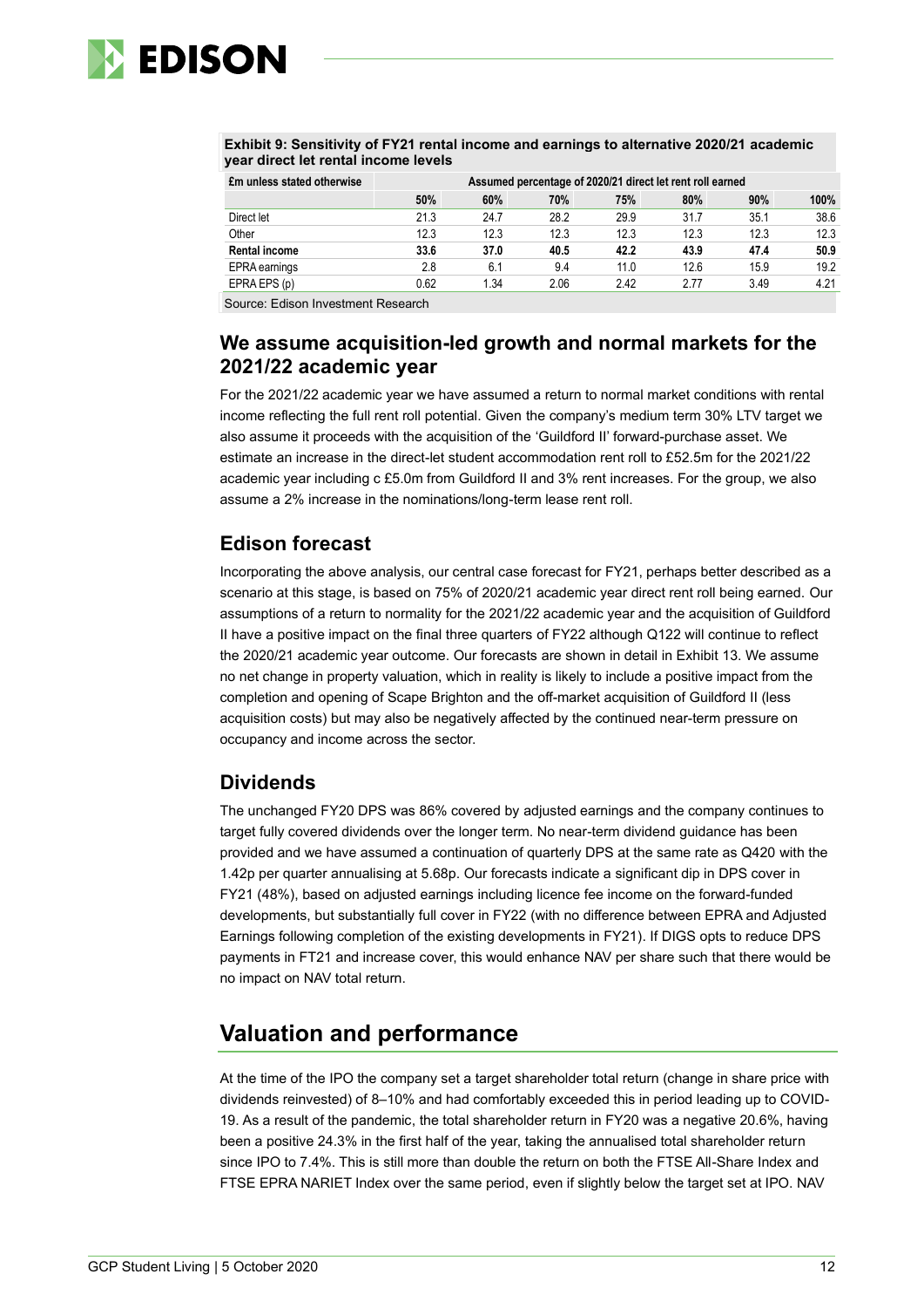**Exhibit 9: Sensitivity of FY21 rental income and earnings to alternative 2020/21 academic year direct let rental income levels**

| £m unless stated otherwise | Assumed percentage of 2020/21 direct let rent roll earned | | | | | | |
|---|---|---|---|---|---|---|---|
| | 50% | 60% | 70% | 75% | 80% | 90% | 100% |
| Direct let | 21.3 | 24.7 | 28.2 | 29.9 | 31.7 | 35.1 | 38.6 |
| Other | 12.3 | 12.3 | 12.3 | 12.3 | 12.3 | 12.3 | 12.3 |
| **Rental income** | **33.6** | **37.0** | **40.5** | **42.2** | **43.9** | **47.4** | **50.9** |
| EPRA earnings | 2.8 | 6.1 | 9.4 | 11.0 | 12.6 | 15.9 | 19.2 |
| EPRA EPS (p) | 0.62 | 1.34 | 2.06 | 2.42 | 2.77 | 3.49 | 4.21 |

Source: Edison Investment Research

## We assume acquisition-led growth and normal markets for the 2021/22 academic year

For the 2021/22 academic year we have assumed a return to normal market conditions with rental income reflecting the full rent roll potential. Given the company's medium term 30% LTV target we also assume it proceeds with the acquisition of the 'Guildford II' forward-purchase asset. We estimate an increase in the direct-let student accommodation rent roll to £52.5m for the 2021/22 academic year including c £5.0m from Guildford II and 3% rent increases. For the group, we also assume a 2% increase in the nominations/long-term lease rent roll.

## Edison forecast

Incorporating the above analysis, our central case forecast for FY21, perhaps better described as a scenario at this stage, is based on 75% of 2020/21 academic year direct rent roll being earned. Our assumptions of a return to normality for the 2021/22 academic year and the acquisition of Guildford II have a positive impact on the final three quarters of FY22 although Q122 will continue to reflect the 2020/21 academic year outcome. Our forecasts are shown in detail in Exhibit 13. We assume no net change in property valuation, which in reality is likely to include a positive impact from the completion and opening of Scape Brighton and the off-market acquisition of Guildford II (less acquisition costs) but may also be negatively affected by the continued near-term pressure on occupancy and income across the sector.

## Dividends

The unchanged FY20 DPS was 86% covered by adjusted earnings and the company continues to target fully covered dividends over the longer term. No near-term dividend guidance has been provided and we have assumed a continuation of quarterly DPS at the same rate as Q420 with the 1.42p per quarter annualising at 5.68p. Our forecasts indicate a significant dip in DPS cover in FY21 (48%), based on adjusted earnings including licence fee income on the forward-funded developments, but substantially full cover in FY22 (with no difference between EPRA and Adjusted Earnings following completion of the existing developments in FY21). If DIGS opts to reduce DPS payments in FT21 and increase cover, this would enhance NAV per share such that there would be no impact on NAV total return.

# Valuation and performance

At the time of the IPO the company set a target shareholder total return (change in share price with dividends reinvested) of 8–10% and had comfortably exceeded this in period leading up to COVID-19. As a result of the pandemic, the total shareholder return in FY20 was a negative 20.6%, having been a positive 24.3% in the first half of the year, taking the annualised total shareholder return since IPO to 7.4%. This is still more than double the return on both the FTSE All-Share Index and FTSE EPRA NARIET Index over the same period, even if slightly below the target set at IPO. NAV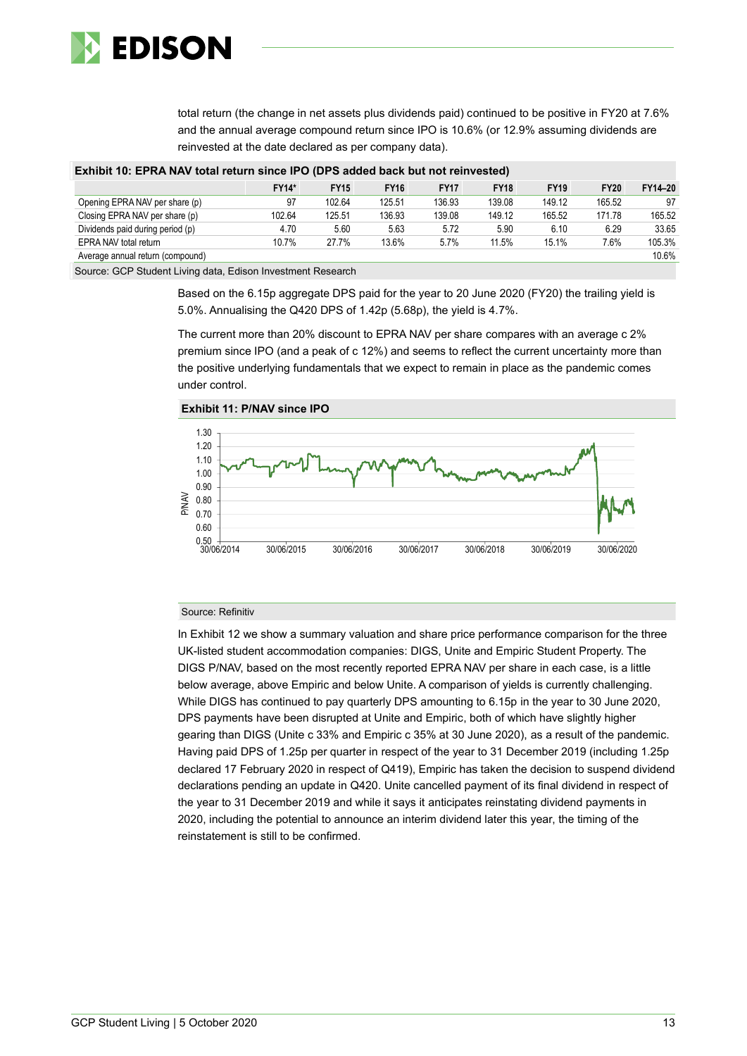total return (the change in net assets plus dividends paid) continued to be positive in FY20 at 7.6% and the annual average compound return since IPO is 10.6% (or 12.9% assuming dividends are reinvested at the date declared as per company data).

**Exhibit 10: EPRA NAV total return since IPO (DPS added back but not reinvested)**

| | FY14* | FY15 | FY16 | FY17 | FY18 | FY19 | FY20 | FY14–20 |
|---|---|---|---|---|---|---|---|---|
| Opening EPRA NAV per share (p) | 97 | 102.64 | 125.51 | 136.93 | 139.08 | 149.12 | 165.52 | 97 |
| Closing EPRA NAV per share (p) | 102.64 | 125.51 | 136.93 | 139.08 | 149.12 | 165.52 | 171.78 | 165.52 |
| Dividends paid during period (p) | 4.70 | 5.60 | 5.63 | 5.72 | 5.90 | 6.10 | 6.29 | 33.65 |
| EPRA NAV total return | 10.7% | 27.7% | 13.6% | 5.7% | 11.5% | 15.1% | 7.6% | 105.3% |
| Average annual return (compound) | | | | | | | | 10.6% |

Source: GCP Student Living data, Edison Investment Research

Based on the 6.15p aggregate DPS paid for the year to 20 June 2020 (FY20) the trailing yield is 5.0%. Annualising the Q420 DPS of 1.42p (5.68p), the yield is 4.7%.

The current more than 20% discount to EPRA NAV per share compares with an average c 2% premium since IPO (and a peak of c 12%) and seems to reflect the current uncertainty more than the positive underlying fundamentals that we expect to remain in place as the pandemic comes under control.

**Exhibit 11: P/NAV since IPO**

Source: Refinitiv

In Exhibit 12 we show a summary valuation and share price performance comparison for the three UK-listed student accommodation companies: DIGS, Unite and Empiric Student Property. The DIGS P/NAV, based on the most recently reported EPRA NAV per share in each case, is a little below average, above Empiric and below Unite. A comparison of yields is currently challenging. While DIGS has continued to pay quarterly DPS amounting to 6.15p in the year to 30 June 2020, DPS payments have been disrupted at Unite and Empiric, both of which have slightly higher gearing than DIGS (Unite c 33% and Empiric c 35% at 30 June 2020), as a result of the pandemic. Having paid DPS of 1.25p per quarter in respect of the year to 31 December 2019 (including 1.25p declared 17 February 2020 in respect of Q419), Empiric has taken the decision to suspend dividend declarations pending an update in Q420. Unite cancelled payment of its final dividend in respect of the year to 31 December 2019 and while it says it anticipates reinstating dividend payments in 2020, including the potential to announce an interim dividend later this year, the timing of the reinstatement is still to be confirmed.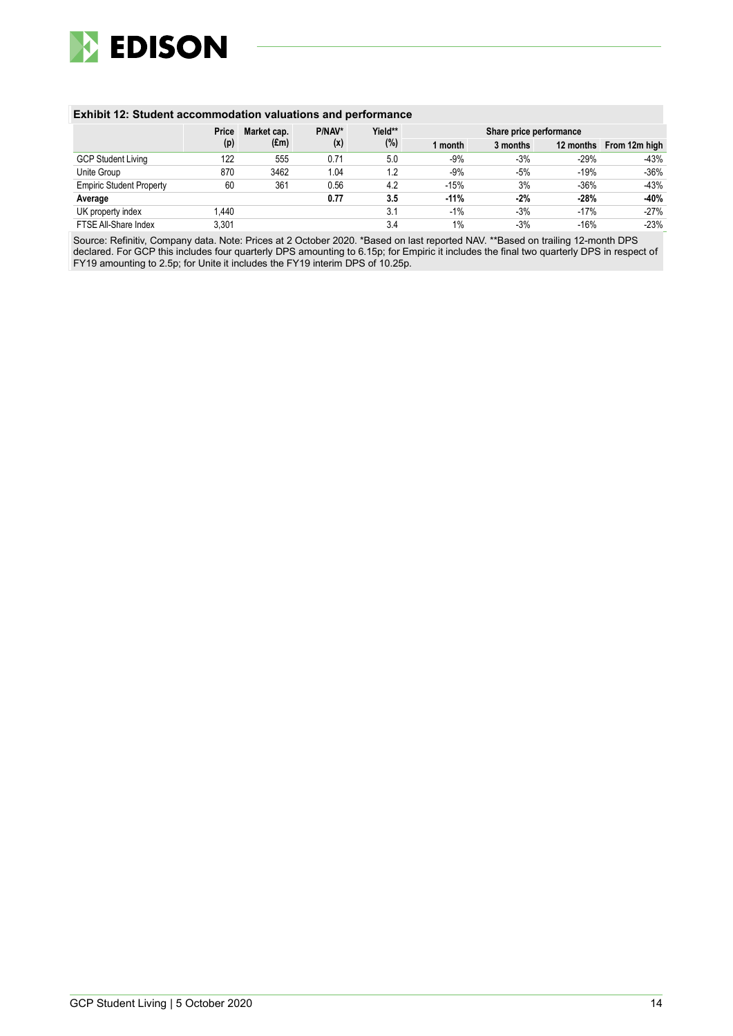**Exhibit 12: Student accommodation valuations and performance**

| | Price (p) | Market cap. (£m) | P/NAV* (x) | Yield** (%) | Share price performance | | | |
|---|---|---|---|---|---|---|---|---|
| | | | | | 1 month | 3 months | 12 months | From 12m high |
| GCP Student Living | 122 | 555 | 0.71 | 5.0 | -9% | -3% | -29% | -43% |
| Unite Group | 870 | 3462 | 1.04 | 1.2 | -9% | -5% | -19% | -36% |
| Empiric Student Property | 60 | 361 | 0.56 | 4.2 | -15% | 3% | -36% | -43% |
| **Average** | | | **0.77** | **3.5** | **-11%** | **-2%** | **-28%** | **-40%** |
| UK property index | 1,440 | | | 3.1 | -1% | -3% | -17% | -27% |
| FTSE All-Share Index | 3,301 | | | 3.4 | 1% | -3% | -16% | -23% |

Source: Refinitiv, Company data. Note: Prices at 2 October 2020. *Based on last reported NAV. **Based on trailing 12-month DPS declared. For GCP this includes four quarterly DPS amounting to 6.15p; for Empiric it includes the final two quarterly DPS in respect of FY19 amounting to 2.5p; for Unite it includes the FY19 interim DPS of 10.25p.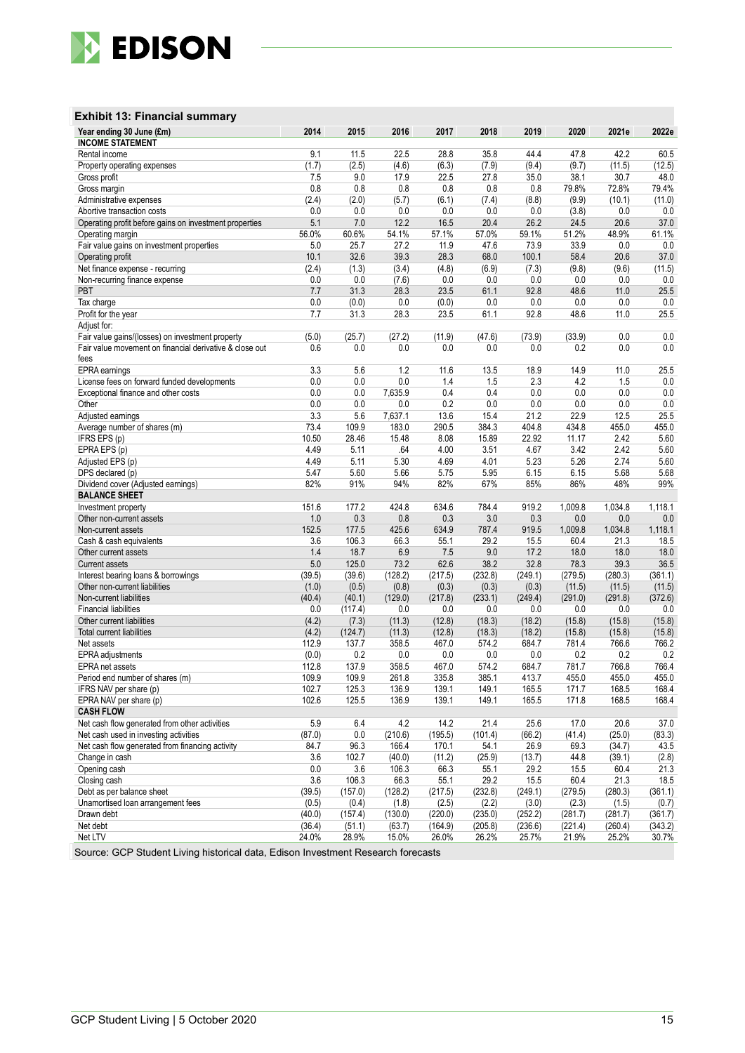### Exhibit 13: Financial summary

| Year ending 30 June (£m) | 2014 | 2015 | 2016 | 2017 | 2018 | 2019 | 2020 | 2021e | 2022e |
|---|---|---|---|---|---|---|---|---|---|
| **INCOME STATEMENT** | | | | | | | | | |
| Rental income | 9.1 | 11.5 | 22.5 | 28.8 | 35.8 | 44.4 | 47.8 | 42.2 | 60.5 |
| Property operating expenses | (1.7) | (2.5) | (4.6) | (6.3) | (7.9) | (9.4) | (9.7) | (11.5) | (12.5) |
| Gross profit | 7.5 | 9.0 | 17.9 | 22.5 | 27.8 | 35.0 | 38.1 | 30.7 | 48.0 |
| Gross margin | 0.8 | 0.8 | 0.8 | 0.8 | 0.8 | 0.8 | 79.8% | 72.8% | 79.4% |
| Administrative expenses | (2.4) | (2.0) | (5.7) | (6.1) | (7.4) | (8.8) | (9.9) | (10.1) | (11.0) |
| Abortive transaction costs | 0.0 | 0.0 | 0.0 | 0.0 | 0.0 | 0.0 | (3.8) | 0.0 | 0.0 |
| Operating profit before gains on investment properties | 5.1 | 7.0 | 12.2 | 16.5 | 20.4 | 26.2 | 24.5 | 20.6 | 37.0 |
| Operating margin | 56.0% | 60.6% | 54.1% | 57.1% | 57.0% | 59.1% | 51.2% | 48.9% | 61.1% |
| Fair value gains on investment properties | 5.0 | 25.7 | 27.2 | 11.9 | 47.6 | 73.9 | 33.9 | 0.0 | 0.0 |
| Operating profit | 10.1 | 32.6 | 39.3 | 28.3 | 68.0 | 100.1 | 58.4 | 20.6 | 37.0 |
| Net finance expense - recurring | (2.4) | (1.3) | (3.4) | (4.8) | (6.9) | (7.3) | (9.8) | (9.6) | (11.5) |
| Non-recurring finance expense | 0.0 | 0.0 | (7.6) | 0.0 | 0.0 | 0.0 | 0.0 | 0.0 | 0.0 |
| PBT | 7.7 | 31.3 | 28.3 | 23.5 | 61.1 | 92.8 | 48.6 | 11.0 | 25.5 |
| Tax charge | 0.0 | (0.0) | 0.0 | (0.0) | 0.0 | 0.0 | 0.0 | 0.0 | 0.0 |
| Profit for the year | 7.7 | 31.3 | 28.3 | 23.5 | 61.1 | 92.8 | 48.6 | 11.0 | 25.5 |
| Adjust for: | | | | | | | | | |
| Fair value gains/(losses) on investment property | (5.0) | (25.7) | (27.2) | (11.9) | (47.6) | (73.9) | (33.9) | 0.0 | 0.0 |
| Fair value movement on financial derivative & close out fees | 0.6 | 0.0 | 0.0 | 0.0 | 0.0 | 0.0 | 0.2 | 0.0 | 0.0 |
| EPRA earnings | 3.3 | 5.6 | 1.2 | 11.6 | 13.5 | 18.9 | 14.9 | 11.0 | 25.5 |
| License fees on forward funded developments | 0.0 | 0.0 | 0.0 | 1.4 | 1.5 | 2.3 | 4.2 | 1.5 | 0.0 |
| Exceptional finance and other costs | 0.0 | 0.0 | 7,635.9 | 0.4 | 0.4 | 0.0 | 0.0 | 0.0 | 0.0 |
| Other | 0.0 | 0.0 | 0.0 | 0.2 | 0.0 | 0.0 | 0.0 | 0.0 | 0.0 |
| Adjusted earnings | 3.3 | 5.6 | 7,637.1 | 13.6 | 15.4 | 21.2 | 22.9 | 12.5 | 25.5 |
| Average number of shares (m) | 73.4 | 109.9 | 183.0 | 290.5 | 384.3 | 404.8 | 434.8 | 455.0 | 455.0 |
| IFRS EPS (p) | 10.50 | 28.46 | 15.48 | 8.08 | 15.89 | 22.92 | 11.17 | 2.42 | 5.60 |
| EPRA EPS (p) | 4.49 | 5.11 | .64 | 4.00 | 3.51 | 4.67 | 3.42 | 2.42 | 5.60 |
| Adjusted EPS (p) | 4.49 | 5.11 | 5.30 | 4.69 | 4.01 | 5.23 | 5.26 | 2.74 | 5.60 |
| DPS declared (p) | 5.47 | 5.60 | 5.66 | 5.75 | 5.95 | 6.15 | 6.15 | 5.68 | 5.68 |
| Dividend cover (Adjusted earnings) | 82% | 91% | 94% | 82% | 67% | 85% | 86% | 48% | 99% |
| **BALANCE SHEET** | | | | | | | | | |
| Investment property | 151.6 | 177.2 | 424.8 | 634.6 | 784.4 | 919.2 | 1,009.8 | 1,034.8 | 1,118.1 |
| Other non-current assets | 1.0 | 0.3 | 0.8 | 0.3 | 3.0 | 0.3 | 0.0 | 0.0 | 0.0 |
| Non-current assets | 152.5 | 177.5 | 425.6 | 634.9 | 787.4 | 919.5 | 1,009.8 | 1,034.8 | 1,118.1 |
| Cash & cash equivalents | 3.6 | 106.3 | 66.3 | 55.1 | 29.2 | 15.5 | 60.4 | 21.3 | 18.5 |
| Other current assets | 1.4 | 18.7 | 6.9 | 7.5 | 9.0 | 17.2 | 18.0 | 18.0 | 18.0 |
| Current assets | 5.0 | 125.0 | 73.2 | 62.6 | 38.2 | 32.8 | 78.3 | 39.3 | 36.5 |
| Interest bearing loans & borrowings | (39.5) | (39.6) | (128.2) | (217.5) | (232.8) | (249.1) | (279.5) | (280.3) | (361.1) |
| Other non-current liabilities | (1.0) | (0.5) | (0.8) | (0.3) | (0.3) | (0.3) | (11.5) | (11.5) | (11.5) |
| Non-current liabilities | (40.4) | (40.1) | (129.0) | (217.8) | (233.1) | (249.4) | (291.0) | (291.8) | (372.6) |
| Financial liabilities | 0.0 | (117.4) | 0.0 | 0.0 | 0.0 | 0.0 | 0.0 | 0.0 | 0.0 |
| Other current liabilities | (4.2) | (7.3) | (11.3) | (12.8) | (18.3) | (18.2) | (15.8) | (15.8) | (15.8) |
| Total current liabilities | (4.2) | (124.7) | (11.3) | (12.8) | (18.3) | (18.2) | (15.8) | (15.8) | (15.8) |
| Net assets | 112.9 | 137.7 | 358.5 | 467.0 | 574.2 | 684.7 | 781.4 | 766.6 | 766.2 |
| EPRA adjustments | (0.0) | 0.2 | 0.0 | 0.0 | 0.0 | 0.0 | 0.2 | 0.2 | 0.2 |
| EPRA net assets | 112.8 | 137.9 | 358.5 | 467.0 | 574.2 | 684.7 | 781.7 | 766.8 | 766.4 |
| Period end number of shares (m) | 109.9 | 109.9 | 261.8 | 335.8 | 385.1 | 413.7 | 455.0 | 455.0 | 455.0 |
| IFRS NAV per share (p) | 102.7 | 125.3 | 136.9 | 139.1 | 149.1 | 165.5 | 171.7 | 168.5 | 168.4 |
| EPRA NAV per share (p) | 102.6 | 125.5 | 136.9 | 139.1 | 149.1 | 165.5 | 171.8 | 168.5 | 168.4 |
| **CASH FLOW** | | | | | | | | | |
| Net cash flow generated from other activities | 5.9 | 6.4 | 4.2 | 14.2 | 21.4 | 25.6 | 17.0 | 20.6 | 37.0 |
| Net cash used in investing activities | (87.0) | 0.0 | (210.6) | (195.5) | (101.4) | (66.2) | (41.4) | (25.0) | (83.3) |
| Net cash flow generated from financing activity | 84.7 | 96.3 | 166.4 | 170.1 | 54.1 | 26.9 | 69.3 | (34.7) | 43.5 |
| Change in cash | 3.6 | 102.7 | (40.0) | (11.2) | (25.9) | (13.7) | 44.8 | (39.1) | (2.8) |
| Opening cash | 0.0 | 3.6 | 106.3 | 66.3 | 55.1 | 29.2 | 15.5 | 60.4 | 21.3 |
| Closing cash | 3.6 | 106.3 | 66.3 | 55.1 | 29.2 | 15.5 | 60.4 | 21.3 | 18.5 |
| Debt as per balance sheet | (39.5) | (157.0) | (128.2) | (217.5) | (232.8) | (249.1) | (279.5) | (280.3) | (361.1) |
| Unamortised loan arrangement fees | (0.5) | (0.4) | (1.8) | (2.5) | (2.2) | (3.0) | (2.3) | (1.5) | (0.7) |
| Drawn debt | (40.0) | (157.4) | (130.0) | (220.0) | (235.0) | (252.2) | (281.7) | (281.7) | (361.7) |
| Net debt | (36.4) | (51.1) | (63.7) | (164.9) | (205.8) | (236.6) | (221.4) | (260.4) | (343.2) |
| Net LTV | 24.0% | 28.9% | 15.0% | 26.0% | 26.2% | 25.7% | 21.9% | 25.2% | 30.7% |

Source: GCP Student Living historical data, Edison Investment Research forecasts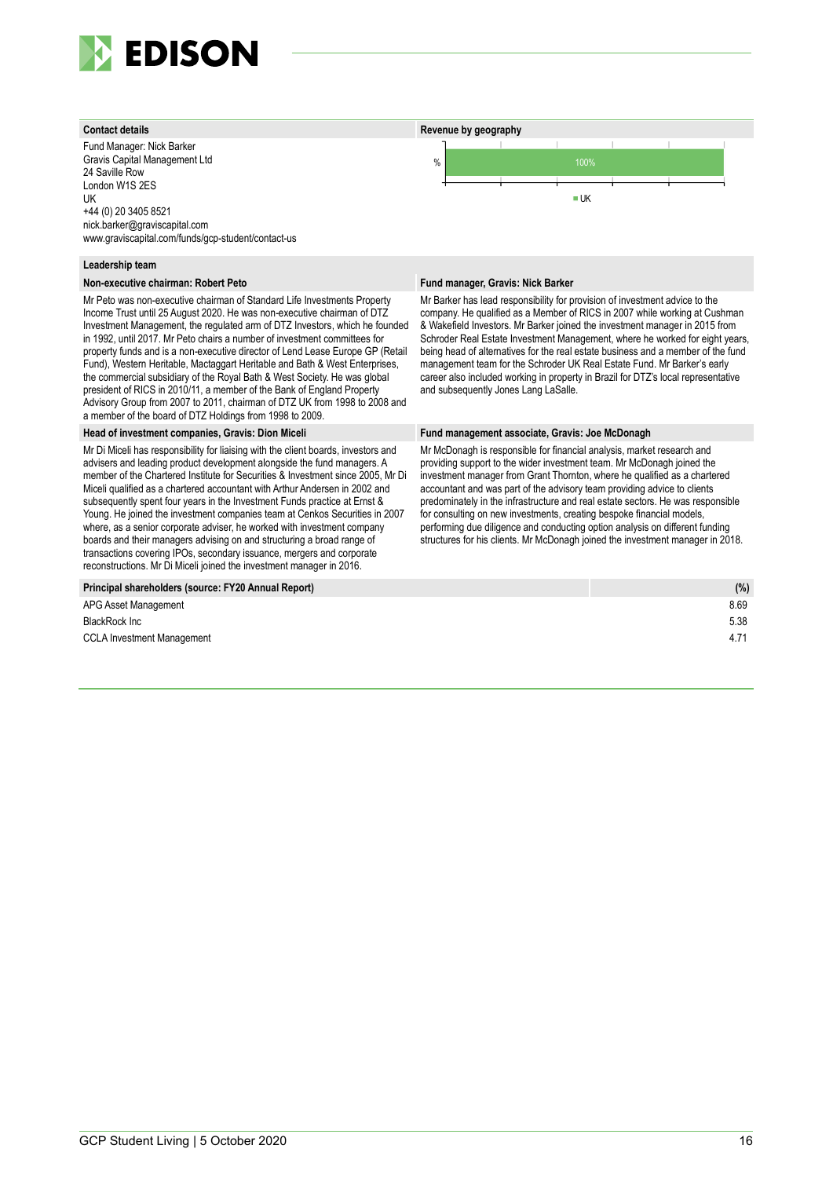### Contact details

Fund Manager: Nick Barker
Gravis Capital Management Ltd
24 Saville Row
London W1S 2ES
UK
+44 (0) 20 3405 8521
nick.barker@graviscapital.com
www.graviscapital.com/funds/gcp-student/contact-us

### Revenue by geography

% — 100% UK

### Leadership team

**Non-executive chairman: Robert Peto**

Mr Peto was non-executive chairman of Standard Life Investments Property Income Trust until 25 August 2020. He was non-executive chairman of DTZ Investment Management, the regulated arm of DTZ Investors, which he founded in 1992, until 2017. Mr Peto chairs a number of investment committees for property funds and is a non-executive director of Lend Lease Europe GP (Retail Fund), Western Heritable, Mactaggart Heritable and Bath & West Enterprises, the commercial subsidiary of the Royal Bath & West Society. He was global president of RICS in 2010/11, a member of the Bank of England Property Advisory Group from 2007 to 2011, chairman of DTZ UK from 1998 to 2008 and a member of the board of DTZ Holdings from 1998 to 2009.

**Fund manager, Gravis: Nick Barker**

Mr Barker has lead responsibility for provision of investment advice to the company. He qualified as a Member of RICS in 2007 while working at Cushman & Wakefield Investors. Mr Barker joined the investment manager in 2015 from Schroder Real Estate Investment Management, where he worked for eight years, being head of alternatives for the real estate business and a member of the fund management team for the Schroder UK Real Estate Fund. Mr Barker's early career also included working in property in Brazil for DTZ's local representative and subsequently Jones Lang LaSalle.

**Head of investment companies, Gravis: Dion Miceli**

Mr Di Miceli has responsibility for liaising with the client boards, investors and advisers and leading product development alongside the fund managers. A member of the Chartered Institute for Securities & Investment since 2005, Mr Di Miceli qualified as a chartered accountant with Arthur Andersen in 2002 and subsequently spent four years in the Investment Funds practice at Ernst & Young. He joined the investment companies team at Cenkos Securities in 2007 where, as a senior corporate adviser, he worked with investment company boards and their managers advising on and structuring a broad range of transactions covering IPOs, secondary issuance, mergers and corporate reconstructions. Mr Di Miceli joined the investment manager in 2016.

**Fund management associate, Gravis: Joe McDonagh**

Mr McDonagh is responsible for financial analysis, market research and providing support to the wider investment team. Mr McDonagh joined the investment manager from Grant Thornton, where he qualified as a chartered accountant and was part of the advisory team providing advice to clients predominately in the infrastructure and real estate sectors. He was responsible for consulting on new investments, creating bespoke financial models, performing due diligence and conducting option analysis on different funding structures for his clients. Mr McDonagh joined the investment manager in 2018.

| Principal shareholders (source: FY20 Annual Report) | (%) |
|---|---|
| APG Asset Management | 8.69 |
| BlackRock Inc | 5.38 |
| CCLA Investment Management | 4.71 |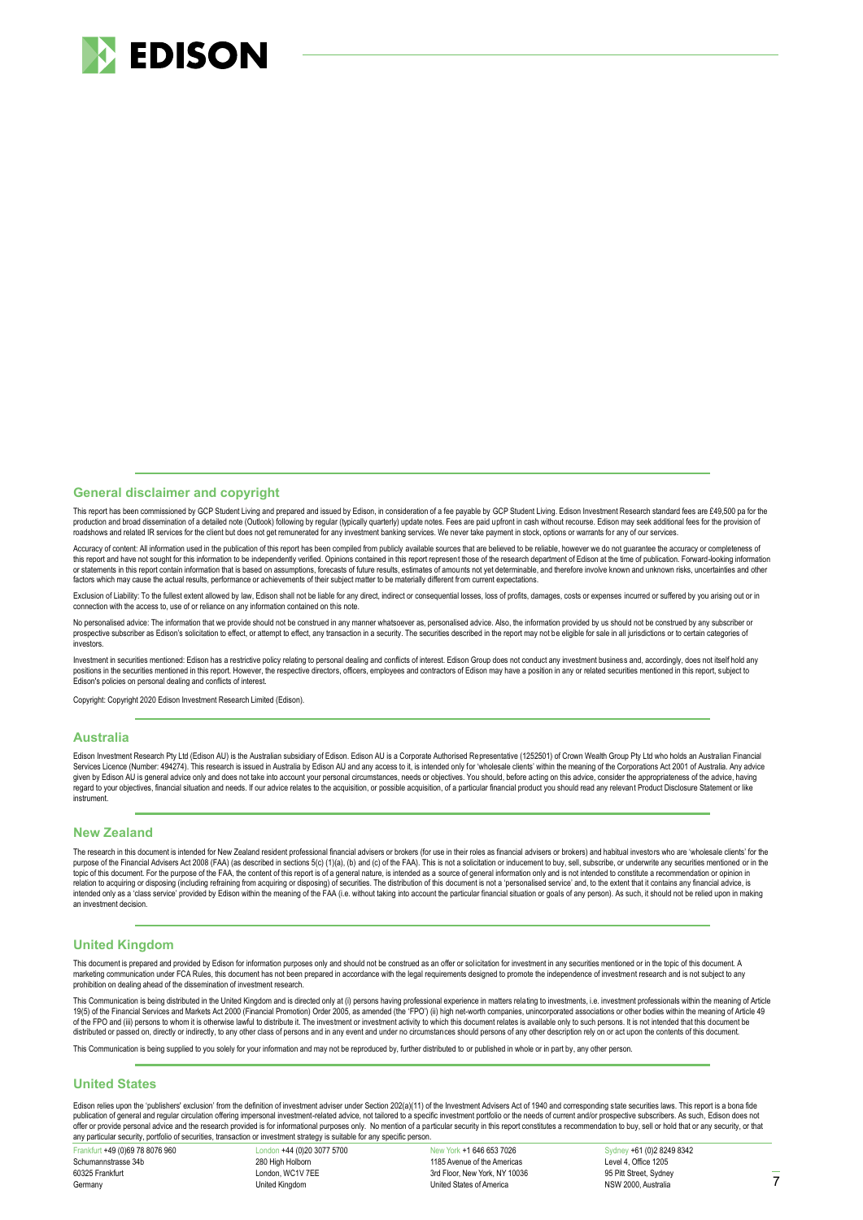## General disclaimer and copyright

This report has been commissioned by GCP Student Living and prepared and issued by Edison, in consideration of a fee payable by GCP Student Living. Edison Investment Research standard fees are £49,500 pa for the production and broad dissemination of a detailed note (Outlook) following by regular (typically quarterly) update notes. Fees are paid upfront in cash without recourse. Edison may seek additional fees for the provision of roadshows and related IR services for the client but does not get remunerated for any investment banking services. We never take payment in stock, options or warrants for any of our services.

Accuracy of content: All information used in the publication of this report has been compiled from publicly available sources that are believed to be reliable, however we do not guarantee the accuracy or completeness of this report and have not sought for this information to be independently verified. Opinions contained in this report represent those of the research department of Edison at the time of publication. Forward-looking information or statements in this report contain information that is based on assumptions, forecasts of future results, estimates of amounts not yet determinable, and therefore involve known and unknown risks, uncertainties and other factors which may cause the actual results, performance or achievements of their subject matter to be materially different from current expectations.

Exclusion of Liability: To the fullest extent allowed by law, Edison shall not be liable for any direct, indirect or consequential losses, loss of profits, damages, costs or expenses incurred or suffered by you arising out or in connection with the access to, use of or reliance on any information contained on this note.

No personalised advice: The information that we provide should not be construed in any manner whatsoever as, personalised advice. Also, the information provided by us should not be construed by any subscriber or prospective subscriber as Edison's solicitation to effect, or attempt to effect, any transaction in a security. The securities described in the report may not be eligible for sale in all jurisdictions or to certain categories of investors.

Investment in securities mentioned: Edison has a restrictive policy relating to personal dealing and conflicts of interest. Edison Group does not conduct any investment business and, accordingly, does not itself hold any positions in the securities mentioned in this report. However, the respective directors, officers, employees and contractors of Edison may have a position in any or related securities mentioned in this report, subject to Edison's policies on personal dealing and conflicts of interest.

Copyright: Copyright 2020 Edison Investment Research Limited (Edison).

## Australia

Edison Investment Research Pty Ltd (Edison AU) is the Australian subsidiary of Edison. Edison AU is a Corporate Authorised Representative (1252501) of Crown Wealth Group Pty Ltd who holds an Australian Financial Services Licence (Number: 494274). This research is issued in Australia by Edison AU and any access to it, is intended only for 'wholesale clients' within the meaning of the Corporations Act 2001 of Australia. Any advice given by Edison AU is general advice only and does not take into account your personal circumstances, needs or objectives. You should, before acting on this advice, consider the appropriateness of the advice, having regard to your objectives, financial situation and needs. If our advice relates to the acquisition, or possible acquisition, of a particular financial product you should read any relevant Product Disclosure Statement or like instrument.

## New Zealand

The research in this document is intended for New Zealand resident professional financial advisers or brokers (for use in their roles as financial advisers or brokers) and habitual investors who are 'wholesale clients' for the purpose of the Financial Advisers Act 2008 (FAA) (as described in sections 5(c) (1)(a), (b) and (c) of the FAA). This is not a solicitation or inducement to buy, sell, subscribe, or underwrite any securities mentioned or in the topic of this document. For the purpose of the FAA, the content of this report is of a general nature, is intended as a source of general information only and is not intended to constitute a recommendation or opinion in relation to acquiring or disposing (including refraining from acquiring or disposing) of securities. The distribution of this document is not a 'personalised service' and, to the extent that it contains any financial advice, is intended only as a 'class service' provided by Edison within the meaning of the FAA (i.e. without taking into account the particular financial situation or goals of any person). As such, it should not be relied upon in making an investment decision.

## United Kingdom

This document is prepared and provided by Edison for information purposes only and should not be construed as an offer or solicitation for investment in any securities mentioned or in the topic of this document. A marketing communication under FCA Rules, this document has not been prepared in accordance with the legal requirements designed to promote the independence of investment research and is not subject to any prohibition on dealing ahead of the dissemination of investment research.

This Communication is being distributed in the United Kingdom and is directed only at (i) persons having professional experience in matters relating to investments, i.e. investment professionals within the meaning of Article 19(5) of the Financial Services and Markets Act 2000 (Financial Promotion) Order 2005, as amended (the 'FPO') (ii) high net-worth companies, unincorporated associations or other bodies within the meaning of Article 49 of the FPO and (iii) persons to whom it is otherwise lawful to distribute it. The investment or investment activity to which this document relates is available only to such persons. It is not intended that this document be distributed or passed on, directly or indirectly, to any other class of persons and in any event and under no circumstances should persons of any other description rely on or act upon the contents of this document.

This Communication is being supplied to you solely for your information and may not be reproduced by, further distributed to or published in whole or in part by, any other person.

## United States

Edison relies upon the 'publishers' exclusion' from the definition of investment adviser under Section 202(a)(11) of the Investment Advisers Act of 1940 and corresponding state securities laws. This report is a bona fide publication of general and regular circulation offering impersonal investment-related advice, not tailored to a specific investment portfolio or the needs of current and/or prospective subscribers. As such, Edison does not offer or provide personal advice and the research provided is for informational purposes only. No mention of a particular security in this report constitutes a recommendation to buy, sell or hold that or any security, or that any particular security, portfolio of securities, transaction or investment strategy is suitable for any specific person.

Frankfurt +49 (0)69 78 8076 960
Schumannstrasse 34b
60325 Frankfurt
Germany

London +44 (0)20 3077 5700
280 High Holborn
London, WC1V 7EE
United Kingdom

New York +1 646 653 7026
1185 Avenue of the Americas
3rd Floor, New York, NY 10036
United States of America

Sydney +61 (0)2 8249 8342
Level 4, Office 1205
95 Pitt Street, Sydney
NSW 2000, Australia